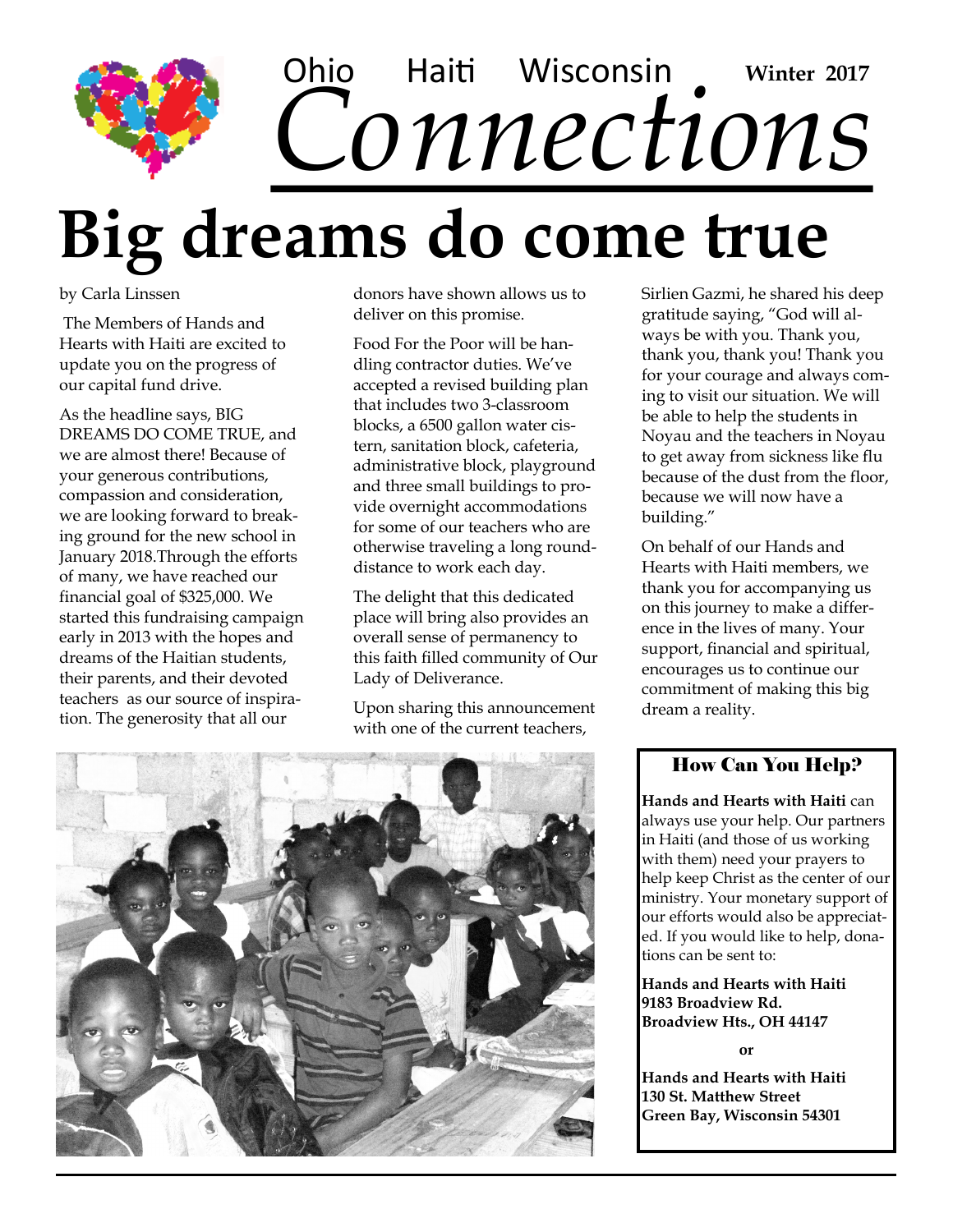Ohio Haiti Wisconsin **Winter 2017**

# *Connections*

# Big dreams do come true

by Carla Linssen

The Members of Hands and Hearts with Haiti are excited to update you on the progress of our capital fund drive.

As the headline says, BIG DREAMS DO COME TRUE, and we are almost there! Because of your generous contributions, compassion and consideration, we are looking forward to breaking ground for the new school in January 2018.Through the efforts of many, we have reached our financial goal of $325,000. We started this fundraising campaign early in 2013 with the hopes and dreams of the Haitian students, their parents, and their devoted teachers as our source of inspiration. The generosity that all our donors have shown allows us to deliver on this promise.

Food For the Poor will be handling contractor duties. We've accepted a revised building plan that includes two 3-classroom blocks, a 6500 gallon water cistern, sanitation block, cafeteria, administrative block, playground and three small buildings to provide overnight accommodations for some of our teachers who are otherwise traveling a long round-distance to work each day.

The delight that this dedicated place will bring also provides an overall sense of permanency to this faith filled community of Our Lady of Deliverance.

Upon sharing this announcement with one of the current teachers, Sirlien Gazmi, he shared his deep gratitude saying, "God will always be with you. Thank you, thank you, thank you! Thank you for your courage and always coming to visit our situation. We will be able to help the students in Noyau and the teachers in Noyau to get away from sickness like flu because of the dust from the floor, because we will now have a building."

On behalf of our Hands and Hearts with Haiti members, we thank you for accompanying us on this journey to make a difference in the lives of many. Your support, financial and spiritual, encourages us to continue our commitment of making this big dream a reality.

## How Can You Help?

**Hands and Hearts with Haiti** can always use your help. Our partners in Haiti (and those of us working with them) need your prayers to help keep Christ as the center of our ministry. Your monetary support of our efforts would also be appreciated. If you would like to help, donations can be sent to:

**Hands and Hearts with Haiti**
**9183 Broadview Rd.**
**Broadview Hts., OH 44147**

**or**

**Hands and Hearts with Haiti**
**130 St. Matthew Street**
**Green Bay, Wisconsin 54301**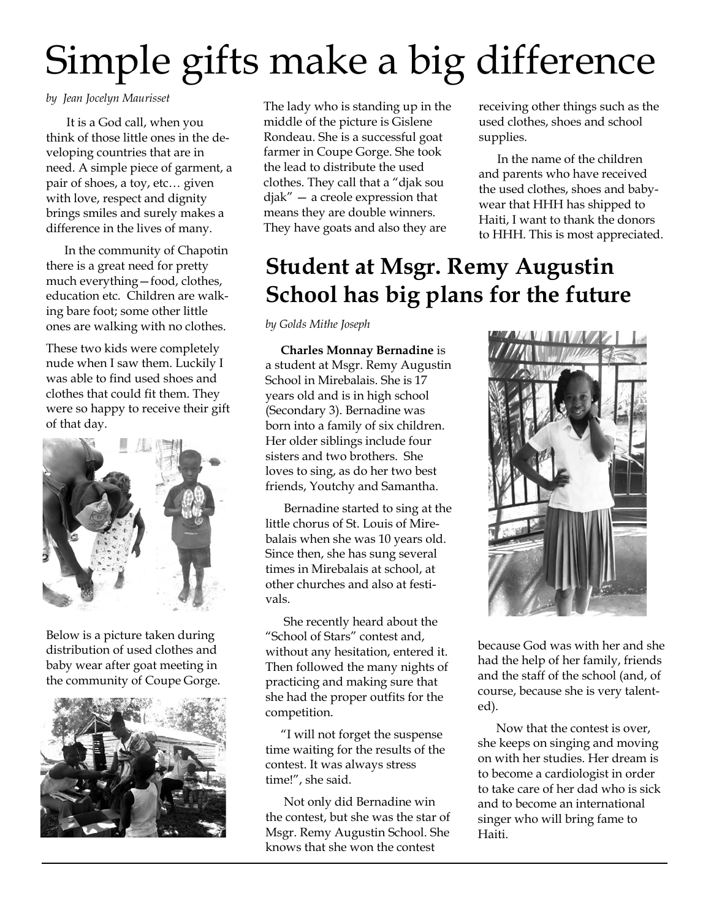# Simple gifts make a big difference

*by Jean Jocelyn Maurisset*

It is a God call, when you think of those little ones in the developing countries that are in need. A simple piece of garment, a pair of shoes, a toy, etc… given with love, respect and dignity brings smiles and surely makes a difference in the lives of many.

In the community of Chapotin there is a great need for pretty much everything—food, clothes, education etc. Children are walking bare foot; some other little ones are walking with no clothes.

These two kids were completely nude when I saw them. Luckily I was able to find used shoes and clothes that could fit them. They were so happy to receive their gift of that day.

Below is a picture taken during distribution of used clothes and baby wear after goat meeting in the community of Coupe Gorge.

The lady who is standing up in the middle of the picture is Gislene Rondeau. She is a successful goat farmer in Coupe Gorge. She took the lead to distribute the used clothes. They call that a "djak sou djak" — a creole expression that means they are double winners. They have goats and also they are receiving other things such as the used clothes, shoes and school supplies.

In the name of the children and parents who have received the used clothes, shoes and babywear that HHH has shipped to Haiti, I want to thank the donors to HHH. This is most appreciated.

## Student at Msgr. Remy Augustin School has big plans for the future

*by Golds Mithe Joseph*

**Charles Monnay Bernadine** is a student at Msgr. Remy Augustin School in Mirebalais. She is 17 years old and is in high school (Secondary 3). Bernadine was born into a family of six children. Her older siblings include four sisters and two brothers. She loves to sing, as do her two best friends, Youtchy and Samantha.

Bernadine started to sing at the little chorus of St. Louis of Mirebalais when she was 10 years old. Since then, she has sung several times in Mirebalais at school, at other churches and also at festivals.

She recently heard about the "School of Stars" contest and, without any hesitation, entered it. Then followed the many nights of practicing and making sure that she had the proper outfits for the competition.

"I will not forget the suspense time waiting for the results of the contest. It was always stress time!", she said.

Not only did Bernadine win the contest, but she was the star of Msgr. Remy Augustin School. She knows that she won the contest because God was with her and she had the help of her family, friends and the staff of the school (and, of course, because she is very talented).

Now that the contest is over, she keeps on singing and moving on with her studies. Her dream is to become a cardiologist in order to take care of her dad who is sick and to become an international singer who will bring fame to Haiti.